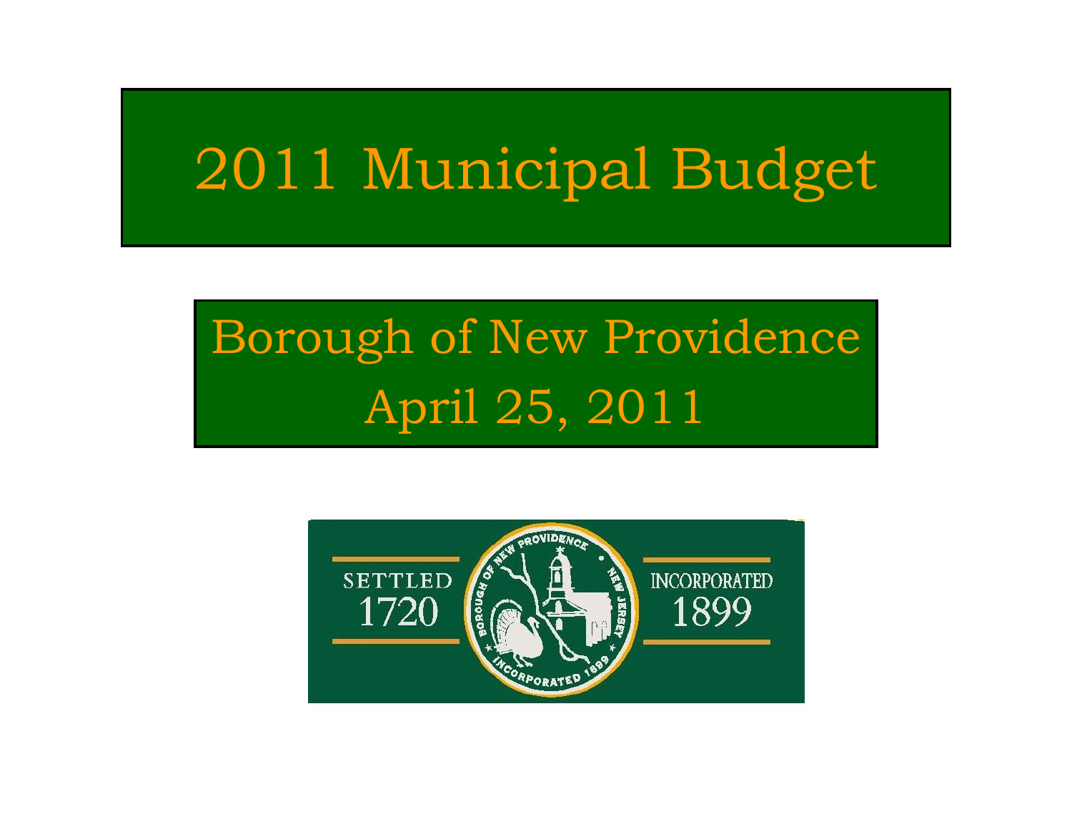# 2011 Municipal Budget

## Borough of New Providence
## April 25, 2011

SETTLED 1720

BOROUGH OF NEW PROVIDENCE • NEW JERSEY • INCORPORATED 1899

INCORPORATED 1899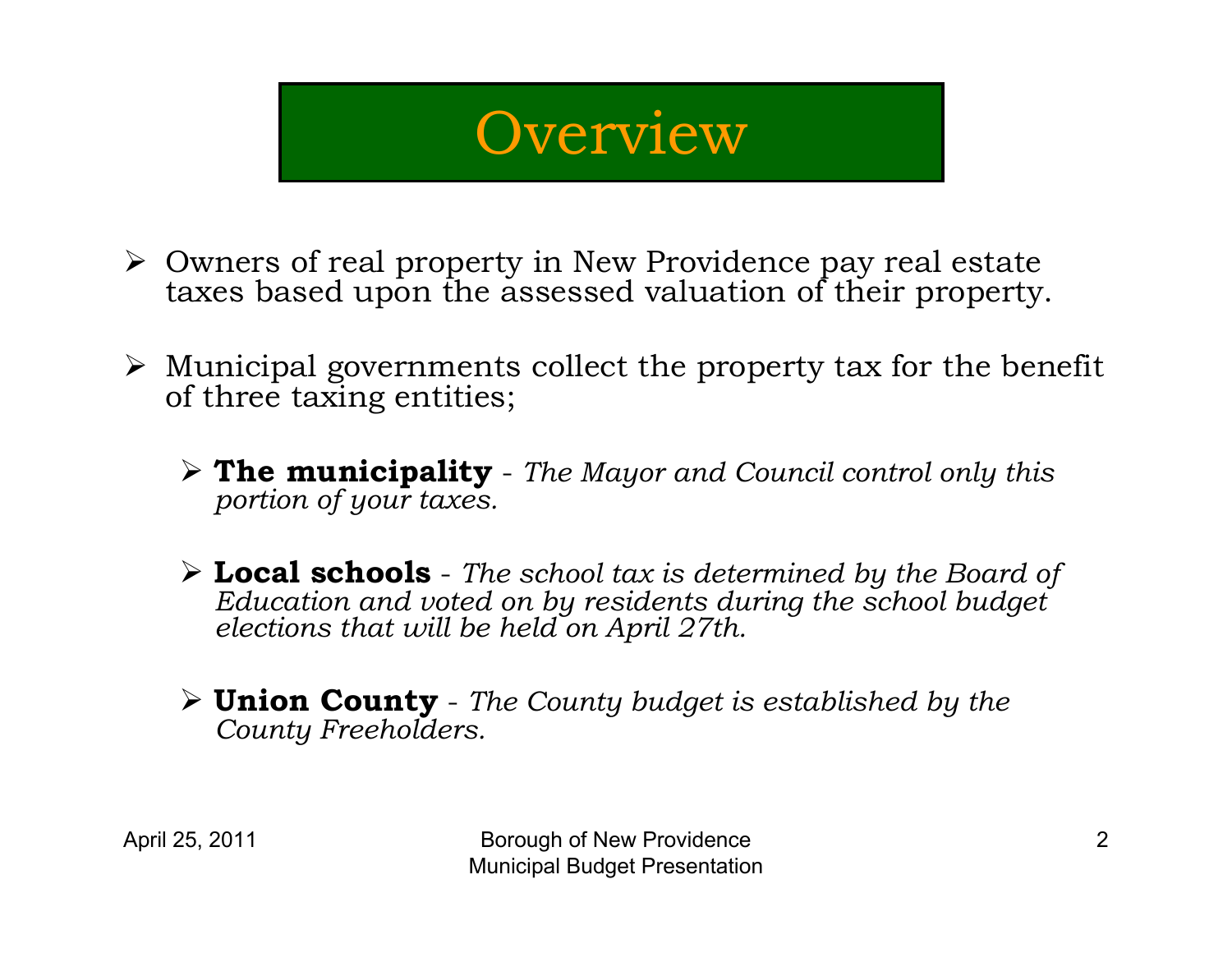# Overview

- Owners of real property in New Providence pay real estate taxes based upon the assessed valuation of their property.

- Municipal governments collect the property tax for the benefit of three taxing entities;

  - **The municipality** - *The Mayor and Council control only this portion of your taxes.*

  - **Local schools** - *The school tax is determined by the Board of Education and voted on by residents during the school budget elections that will be held on April 27th.*

  - **Union County** - *The County budget is established by the County Freeholders.*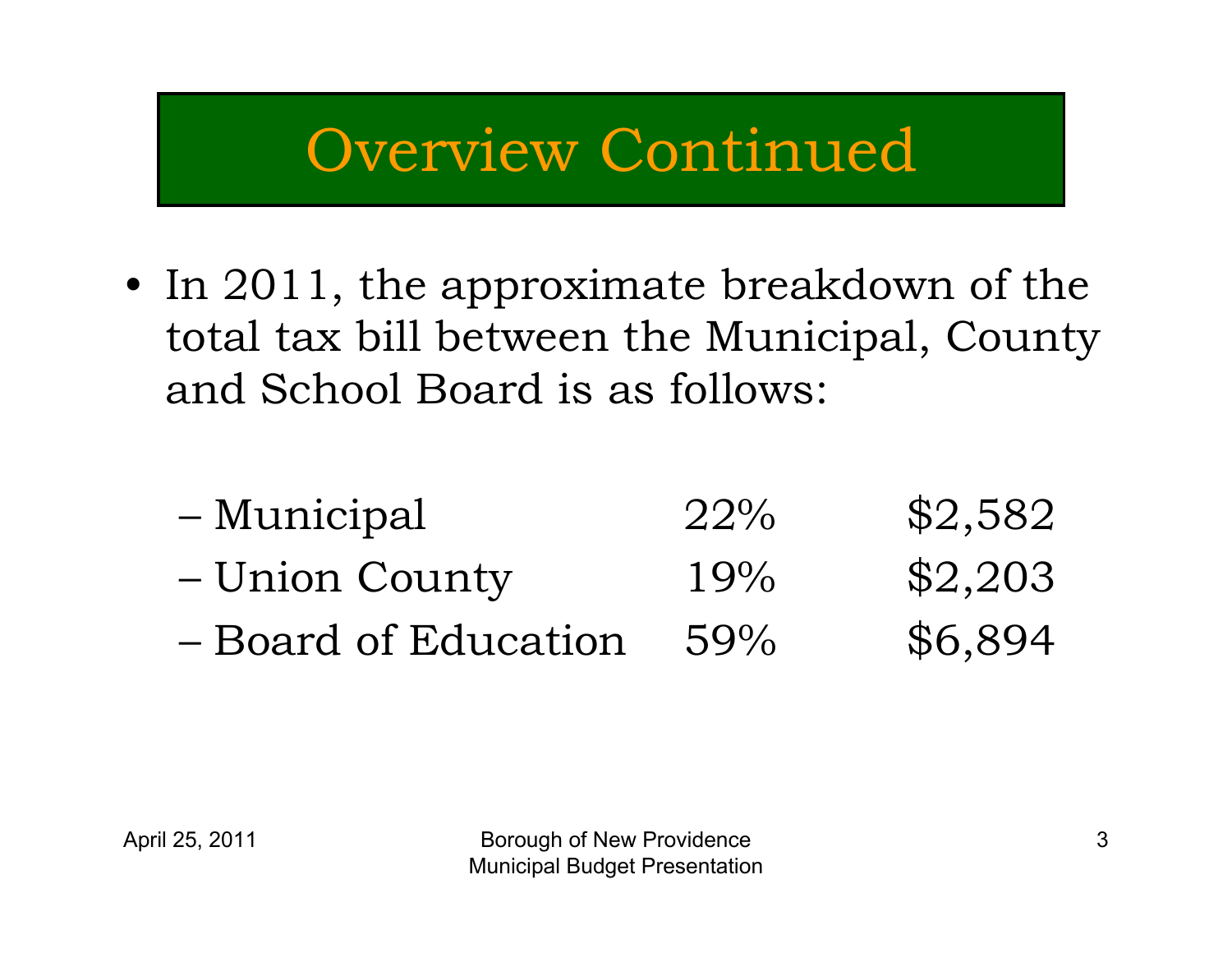# Overview Continued

- In 2011, the approximate breakdown of the total tax bill between the Municipal, County and School Board is as follows:

| | | |
|---|---|---|
| – Municipal | 22% | $2,582 |
| – Union County | 19% | $2,203 |
| – Board of Education | 59% | $6,894 |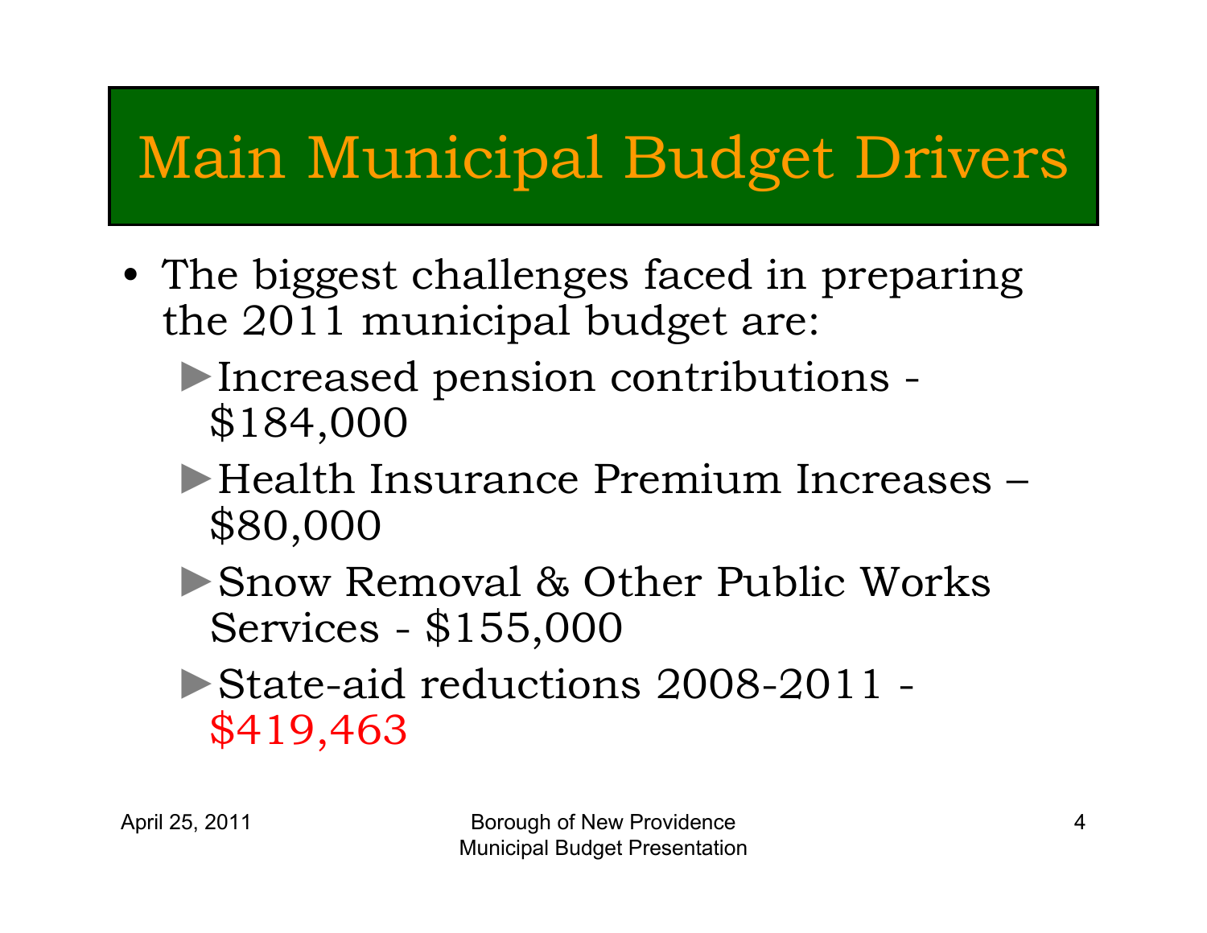# Main Municipal Budget Drivers

- The biggest challenges faced in preparing the 2011 municipal budget are:
  - Increased pension contributions - $184,000
  - Health Insurance Premium Increases – $80,000
  - Snow Removal & Other Public Works Services - $155,000
  - State-aid reductions 2008-2011 - $419,463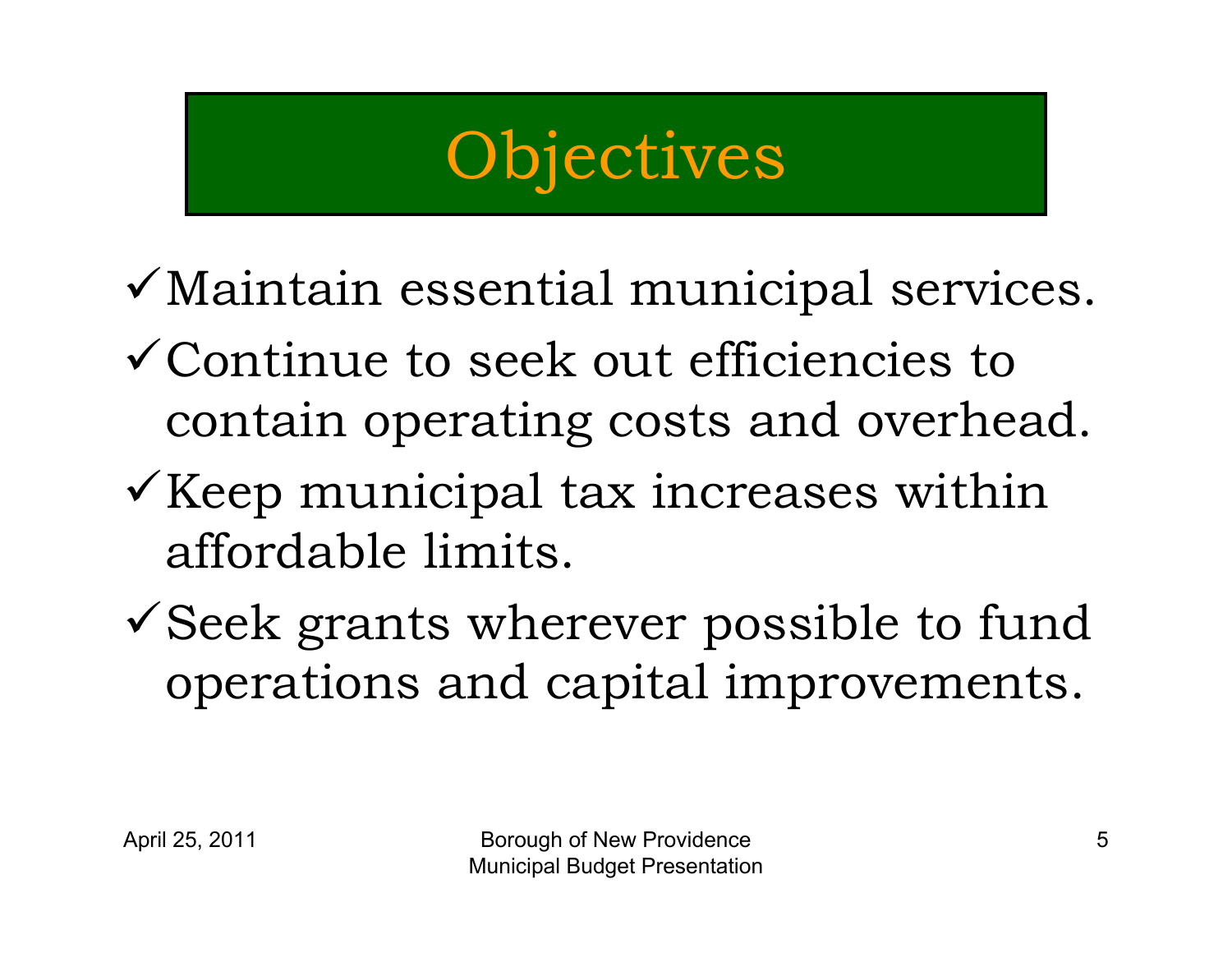# Objectives

- ✓ Maintain essential municipal services.
- ✓ Continue to seek out efficiencies to contain operating costs and overhead.
- ✓ Keep municipal tax increases within affordable limits.
- ✓ Seek grants wherever possible to fund operations and capital improvements.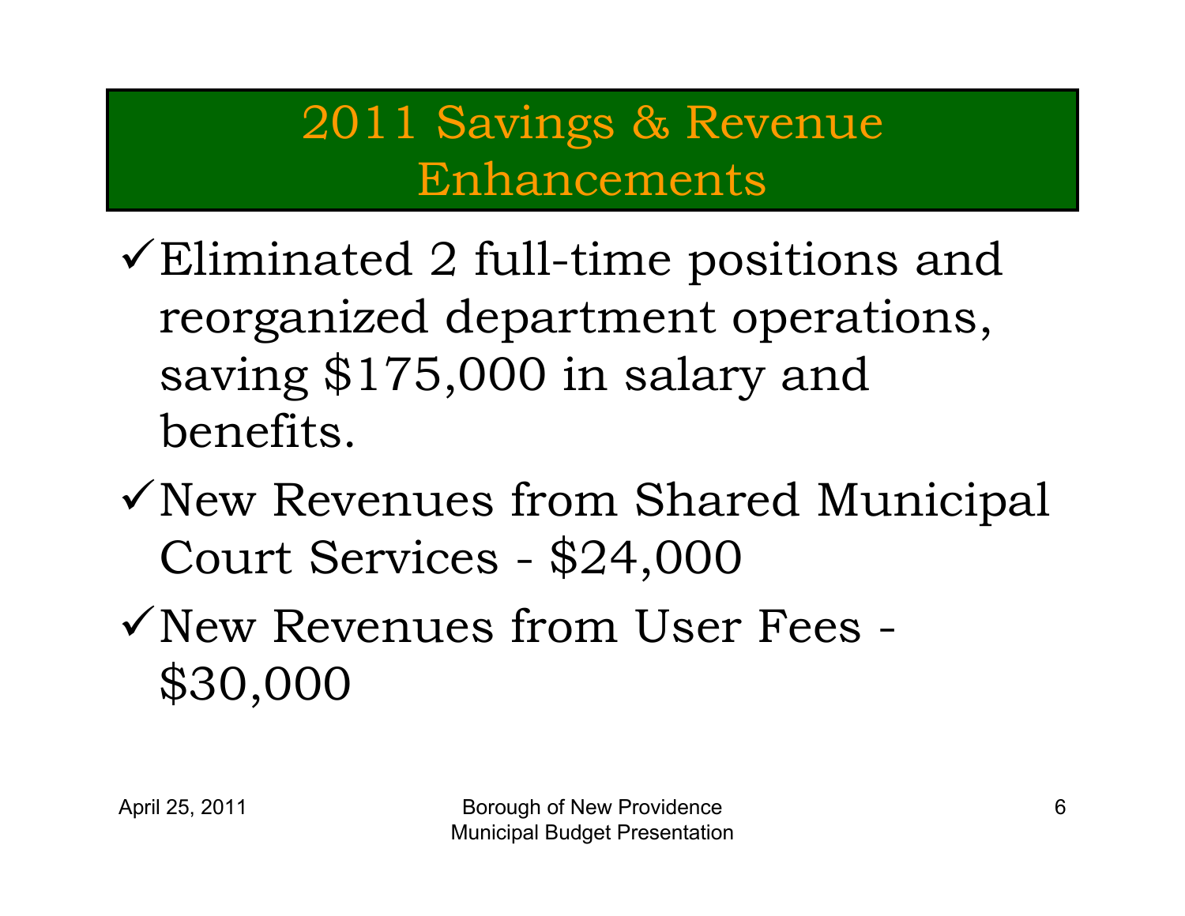# 2011 Savings & Revenue Enhancements

- ✓ Eliminated 2 full-time positions and reorganized department operations, saving $175,000 in salary and benefits.
- ✓ New Revenues from Shared Municipal Court Services - $24,000
- ✓ New Revenues from User Fees - $30,000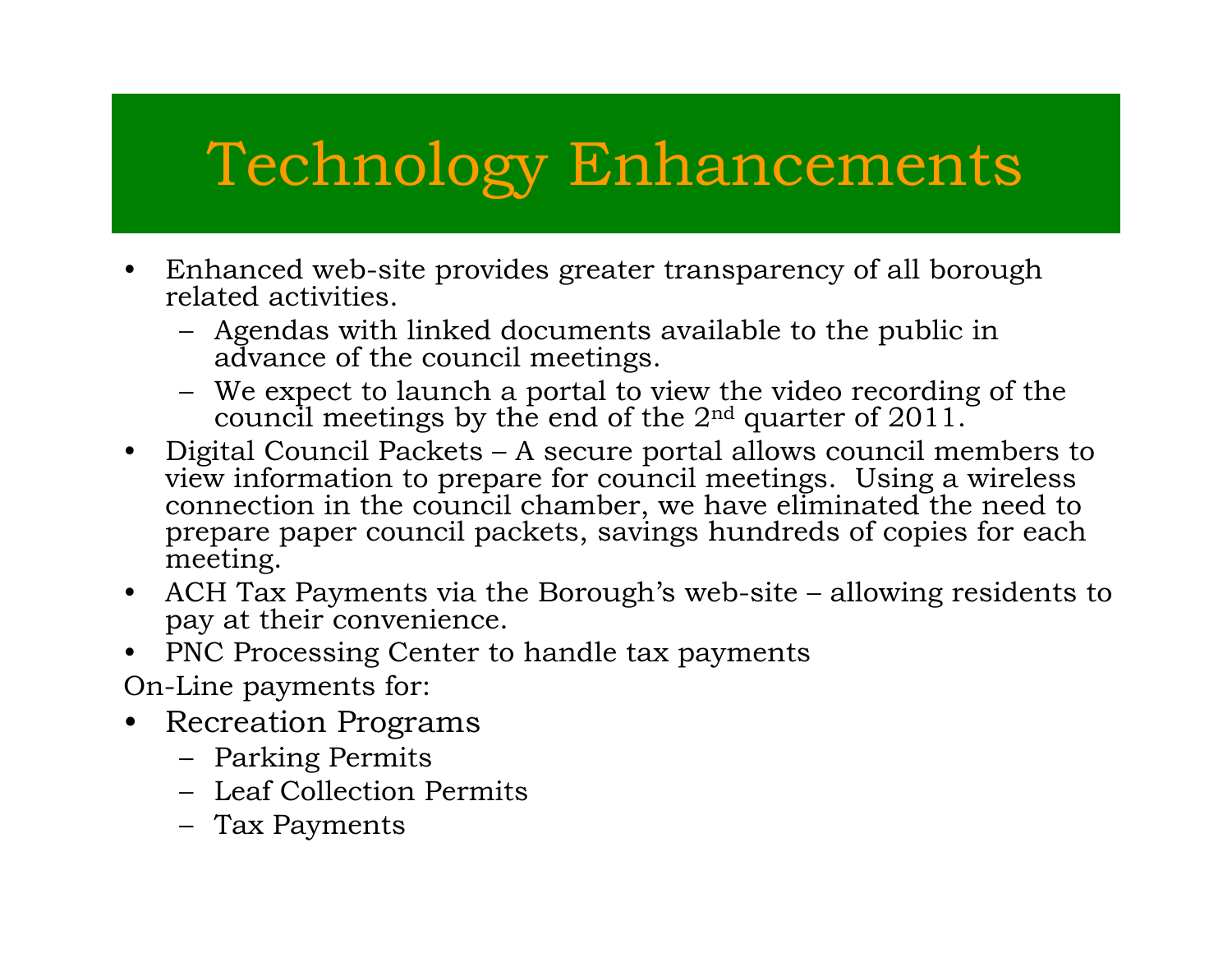# Technology Enhancements

- Enhanced web-site provides greater transparency of all borough related activities.
  - Agendas with linked documents available to the public in advance of the council meetings.
  - We expect to launch a portal to view the video recording of the council meetings by the end of the 2nd quarter of 2011.
- Digital Council Packets – A secure portal allows council members to view information to prepare for council meetings. Using a wireless connection in the council chamber, we have eliminated the need to prepare paper council packets, savings hundreds of copies for each meeting.
- ACH Tax Payments via the Borough's web-site – allowing residents to pay at their convenience.
- PNC Processing Center to handle tax payments

On-Line payments for:

- Recreation Programs
  - Parking Permits
  - Leaf Collection Permits
  - Tax Payments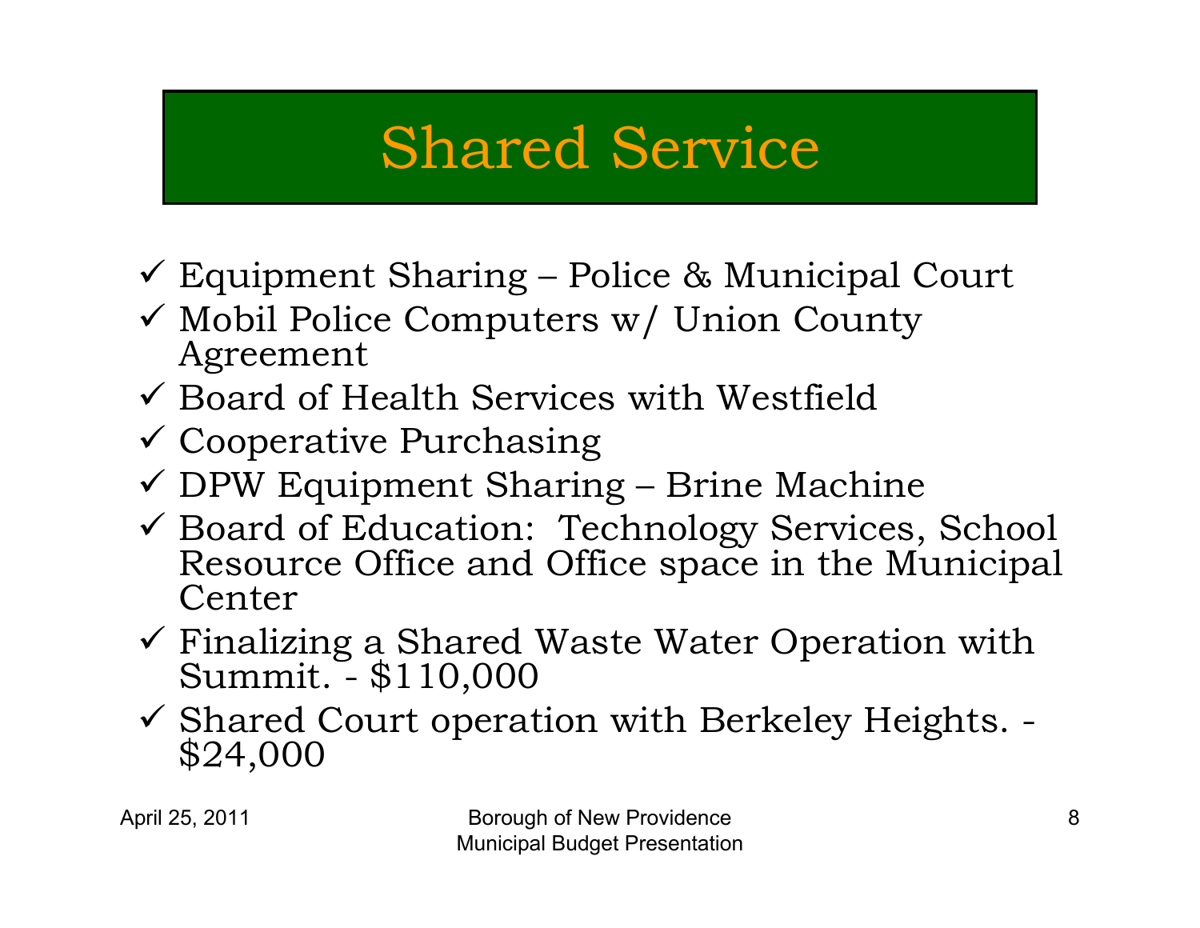# Shared Service

- ✓ Equipment Sharing – Police & Municipal Court
- ✓ Mobil Police Computers w/ Union County Agreement
- ✓ Board of Health Services with Westfield
- ✓ Cooperative Purchasing
- ✓ DPW Equipment Sharing – Brine Machine
- ✓ Board of Education: Technology Services, School Resource Office and Office space in the Municipal Center
- ✓ Finalizing a Shared Waste Water Operation with Summit. - $110,000
- ✓ Shared Court operation with Berkeley Heights. - $24,000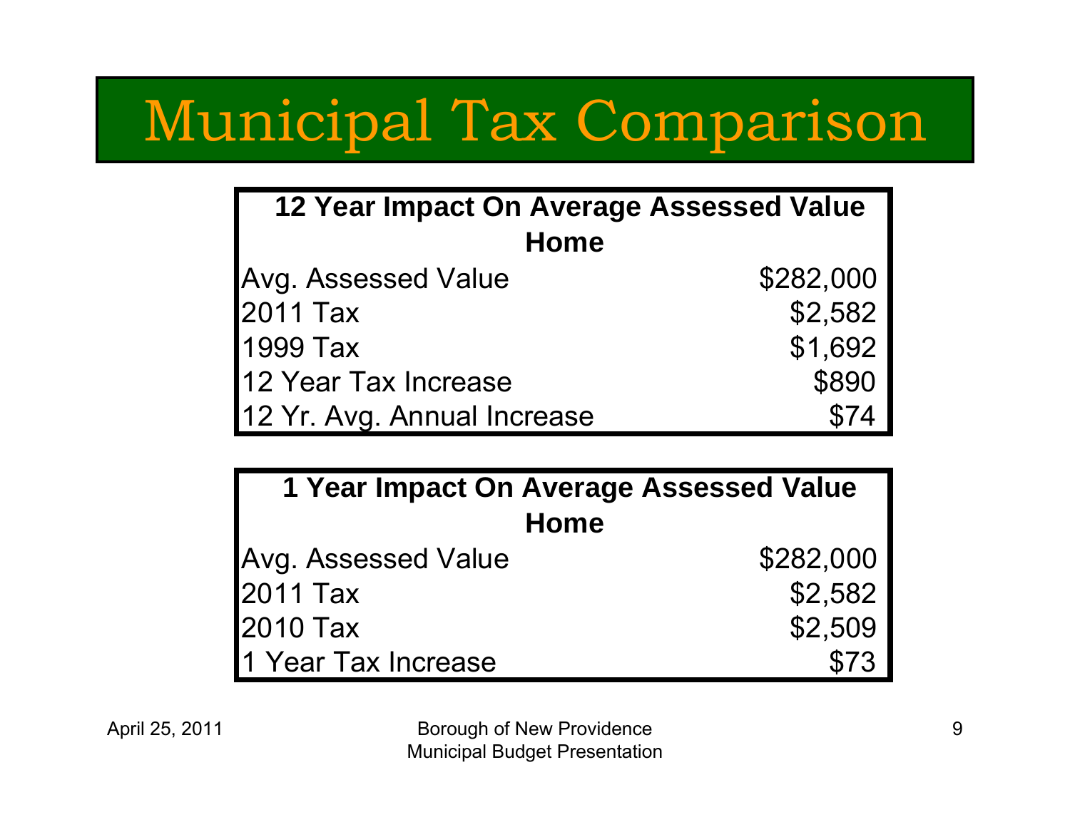# Municipal Tax Comparison

| 12 Year Impact On Average Assessed Value Home | |
|---|---|
| Avg. Assessed Value | $282,000 |
| 2011 Tax | $2,582 |
| 1999 Tax | $1,692 |
| 12 Year Tax Increase | $890 |
| 12 Yr. Avg. Annual Increase | $74 |

| 1 Year Impact On Average Assessed Value Home | |
|---|---|
| Avg. Assessed Value | $282,000 |
| 2011 Tax | $2,582 |
| 2010 Tax | $2,509 |
| 1 Year Tax Increase | $73 |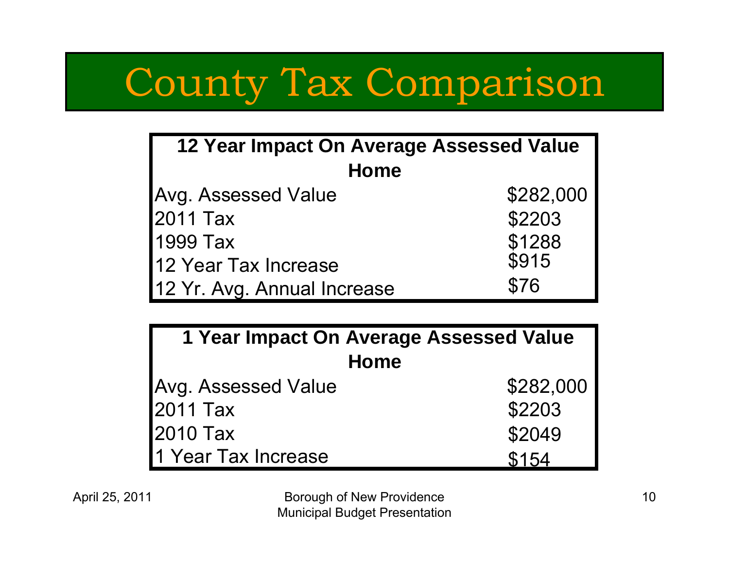# County Tax Comparison

| 12 Year Impact On Average Assessed Value Home | |
|---|---|
| Avg. Assessed Value | $282,000 |
| 2011 Tax | $2203 |
| 1999 Tax | $1288 |
| 12 Year Tax Increase | $915 |
| 12 Yr. Avg. Annual Increase | $76 |

| 1 Year Impact On Average Assessed Value Home | |
|---|---|
| Avg. Assessed Value | $282,000 |
| 2011 Tax | $2203 |
| 2010 Tax | $2049 |
| 1 Year Tax Increase | $154 |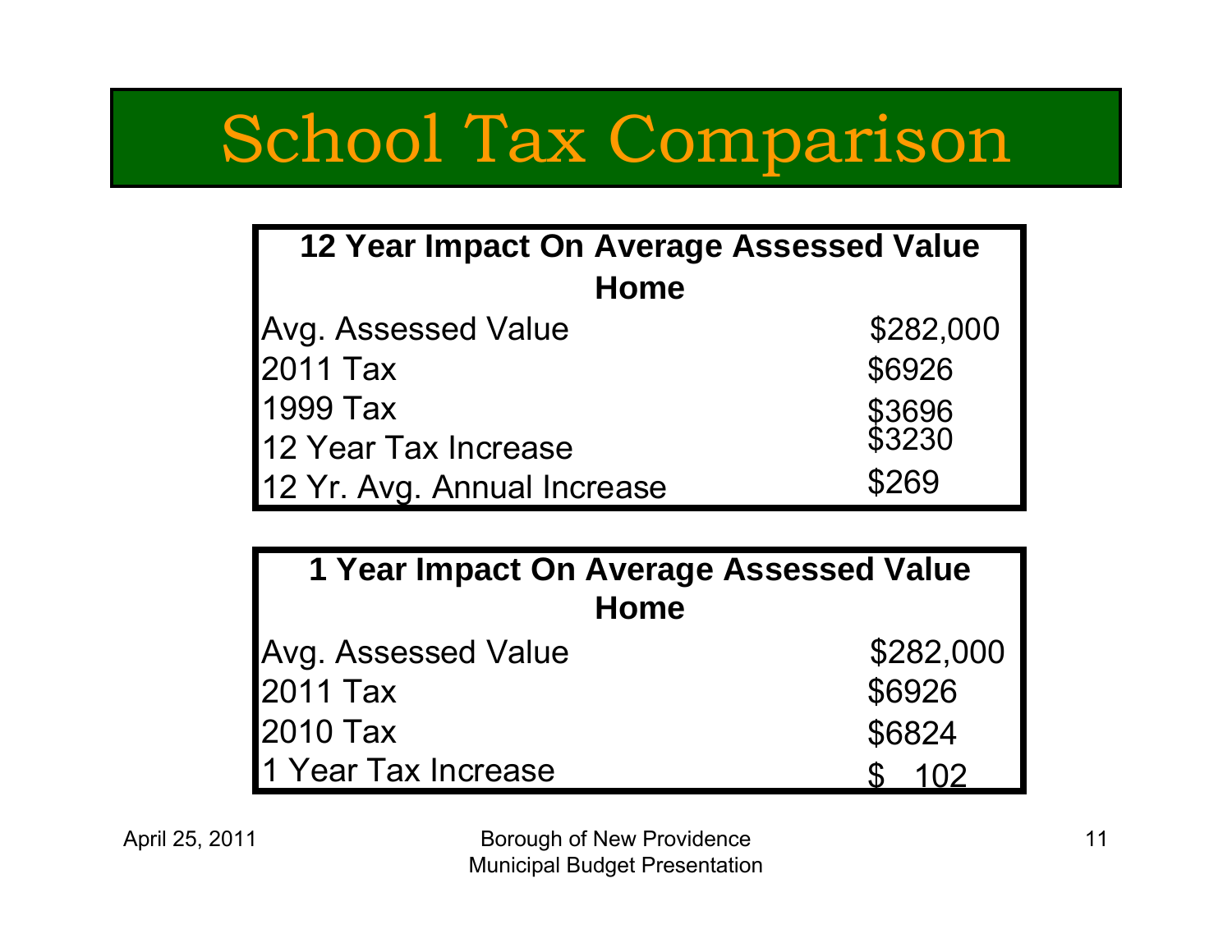# School Tax Comparison

| 12 Year Impact On Average Assessed Value Home | |
|---|---|
| Avg. Assessed Value | $282,000 |
| 2011 Tax | $6926 |
| 1999 Tax | $3696 |
| 12 Year Tax Increase | $3230 |
| 12 Yr. Avg. Annual Increase | $269 |

| 1 Year Impact On Average Assessed Value Home | |
|---|---|
| Avg. Assessed Value | $282,000 |
| 2011 Tax | $6926 |
| 2010 Tax | $6824 |
| 1 Year Tax Increase | $ 102 |

April 25, 2011

Borough of New Providence
Municipal Budget Presentation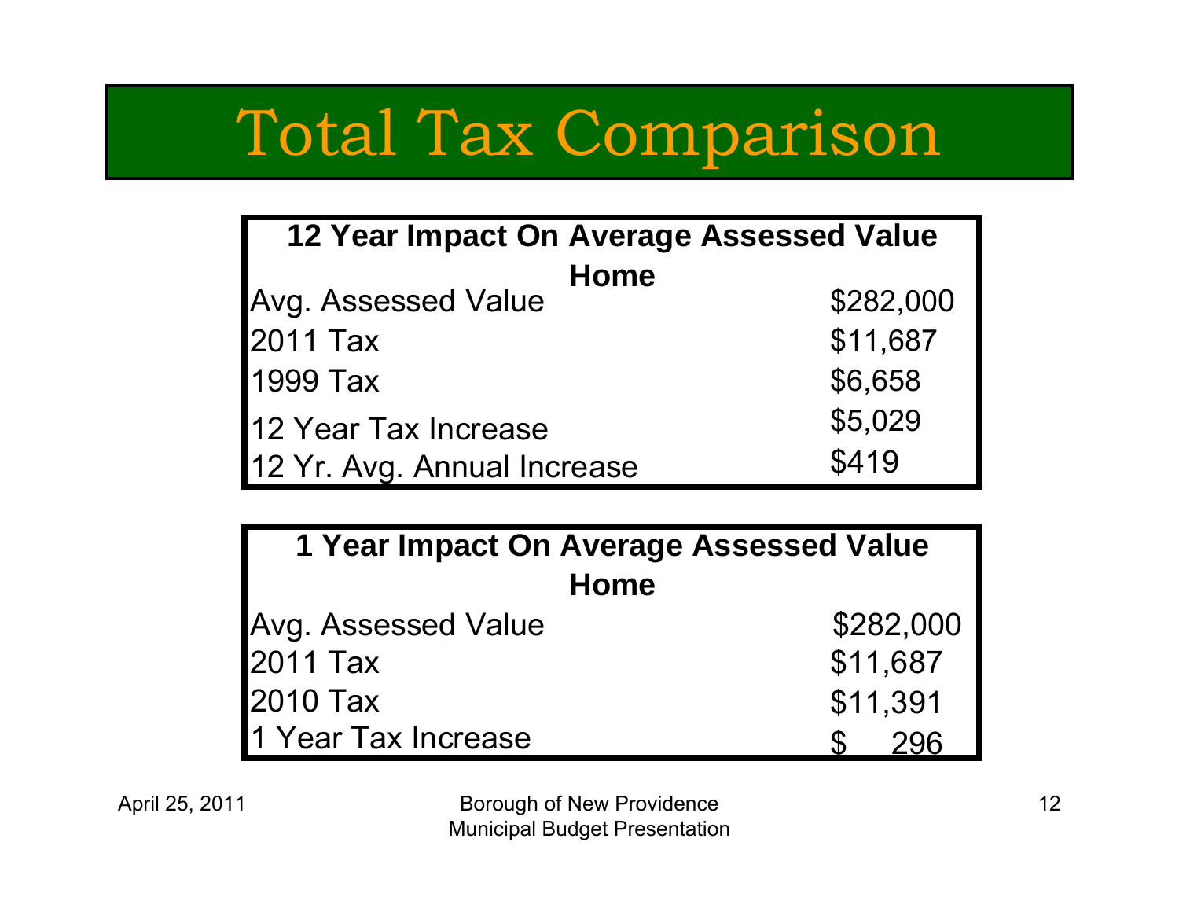# Total Tax Comparison

| 12 Year Impact On Average Assessed Value Home | |
|---|---|
| Avg. Assessed Value | $282,000 |
| 2011 Tax | $11,687 |
| 1999 Tax | $6,658 |
| 12 Year Tax Increase | $5,029 |
| 12 Yr. Avg. Annual Increase | $419 |

| 1 Year Impact On Average Assessed Value Home | |
|---|---|
| Avg. Assessed Value | $282,000 |
| 2011 Tax | $11,687 |
| 2010 Tax | $11,391 |
| 1 Year Tax Increase | $ 296 |

April 25, 2011

Borough of New Providence
Municipal Budget Presentation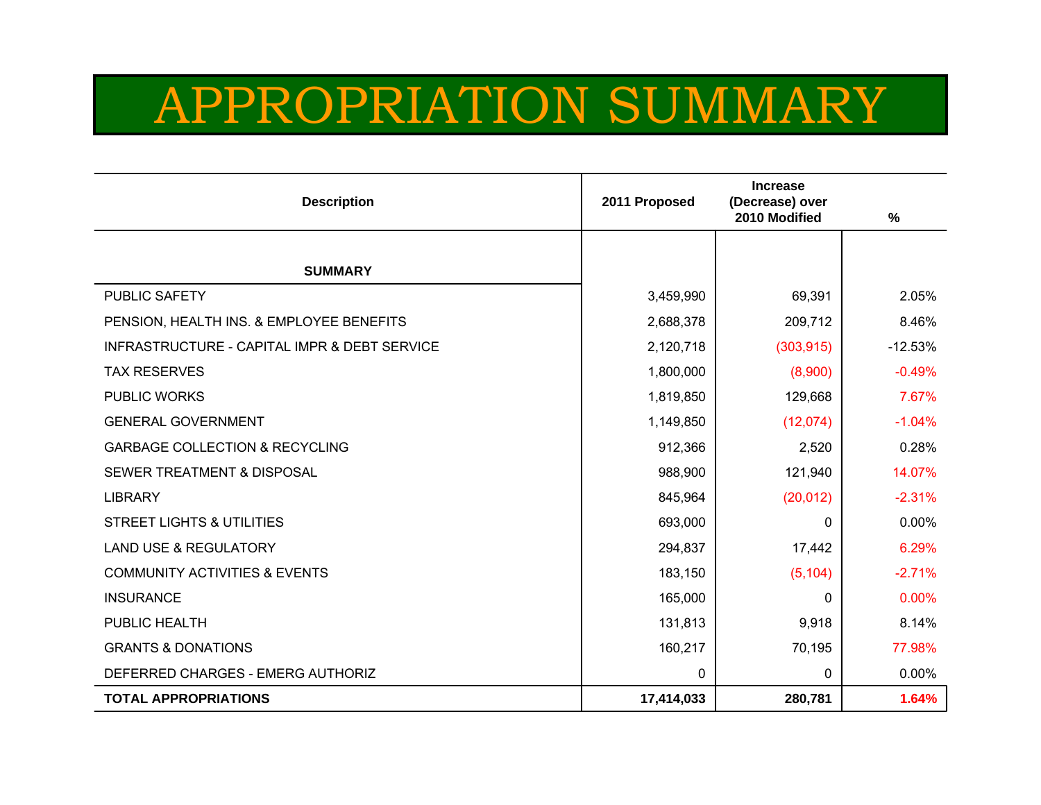# APPROPRIATION SUMMARY

| Description | 2011 Proposed | Increase (Decrease) over 2010 Modified | % |
|---|---|---|---|
| **SUMMARY** | | | |
| PUBLIC SAFETY | 3,459,990 | 69,391 | 2.05% |
| PENSION, HEALTH INS. & EMPLOYEE BENEFITS | 2,688,378 | 209,712 | 8.46% |
| INFRASTRUCTURE - CAPITAL IMPR & DEBT SERVICE | 2,120,718 | (303,915) | -12.53% |
| TAX RESERVES | 1,800,000 | (8,900) | -0.49% |
| PUBLIC WORKS | 1,819,850 | 129,668 | 7.67% |
| GENERAL GOVERNMENT | 1,149,850 | (12,074) | -1.04% |
| GARBAGE COLLECTION & RECYCLING | 912,366 | 2,520 | 0.28% |
| SEWER TREATMENT & DISPOSAL | 988,900 | 121,940 | 14.07% |
| LIBRARY | 845,964 | (20,012) | -2.31% |
| STREET LIGHTS & UTILITIES | 693,000 | 0 | 0.00% |
| LAND USE & REGULATORY | 294,837 | 17,442 | 6.29% |
| COMMUNITY ACTIVITIES & EVENTS | 183,150 | (5,104) | -2.71% |
| INSURANCE | 165,000 | 0 | 0.00% |
| PUBLIC HEALTH | 131,813 | 9,918 | 8.14% |
| GRANTS & DONATIONS | 160,217 | 70,195 | 77.98% |
| DEFERRED CHARGES - EMERG AUTHORIZ | 0 | 0 | 0.00% |
| **TOTAL APPROPRIATIONS** | **17,414,033** | **280,781** | **1.64%** |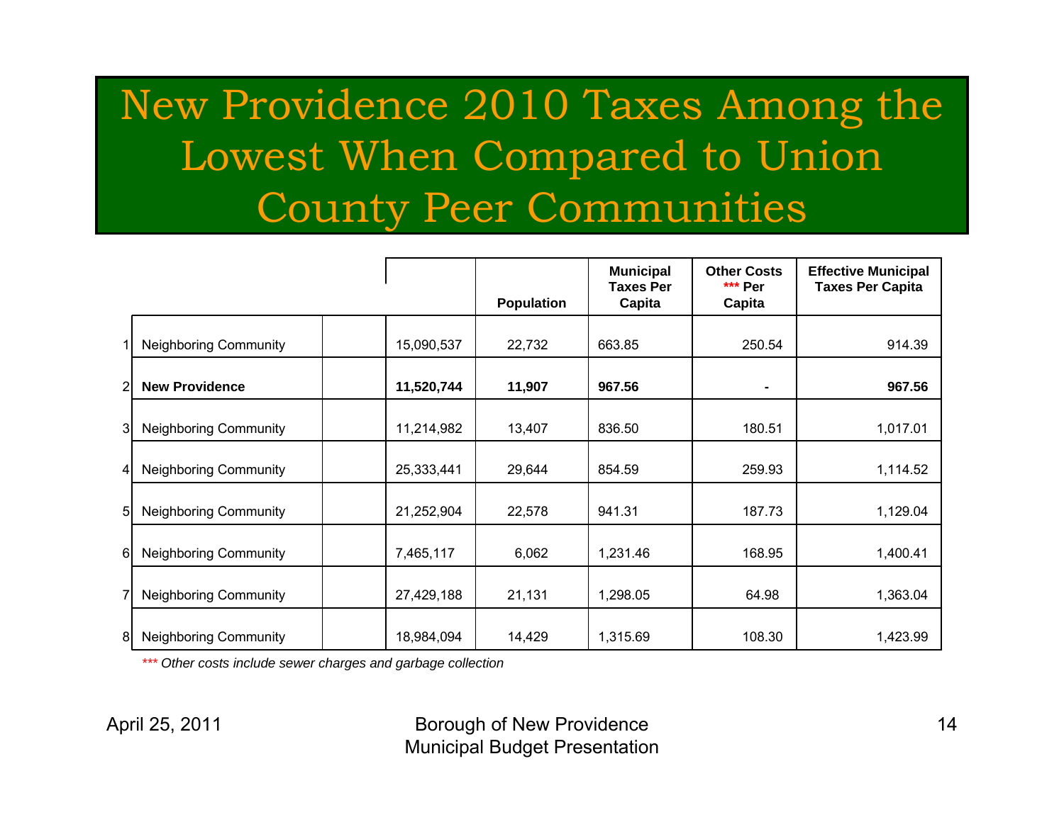# New Providence 2010 Taxes Among the Lowest When Compared to Union County Peer Communities

| | | | | Population | Municipal Taxes Per Capita | Other Costs *** Per Capita | Effective Municipal Taxes Per Capita |
|---|---|---|---|---|---|---|---|
| 1 | Neighboring Community | | 15,090,537 | 22,732 | 663.85 | 250.54 | 914.39 |
| 2 | **New Providence** | | **11,520,744** | **11,907** | **967.56** | **-** | **967.56** |
| 3 | Neighboring Community | | 11,214,982 | 13,407 | 836.50 | 180.51 | 1,017.01 |
| 4 | Neighboring Community | | 25,333,441 | 29,644 | 854.59 | 259.93 | 1,114.52 |
| 5 | Neighboring Community | | 21,252,904 | 22,578 | 941.31 | 187.73 | 1,129.04 |
| 6 | Neighboring Community | | 7,465,117 | 6,062 | 1,231.46 | 168.95 | 1,400.41 |
| 7 | Neighboring Community | | 27,429,188 | 21,131 | 1,298.05 | 64.98 | 1,363.04 |
| 8 | Neighboring Community | | 18,984,094 | 14,429 | 1,315.69 | 108.30 | 1,423.99 |

*\*\*\* Other costs include sewer charges and garbage collection*

April 25, 2011

Borough of New Providence
Municipal Budget Presentation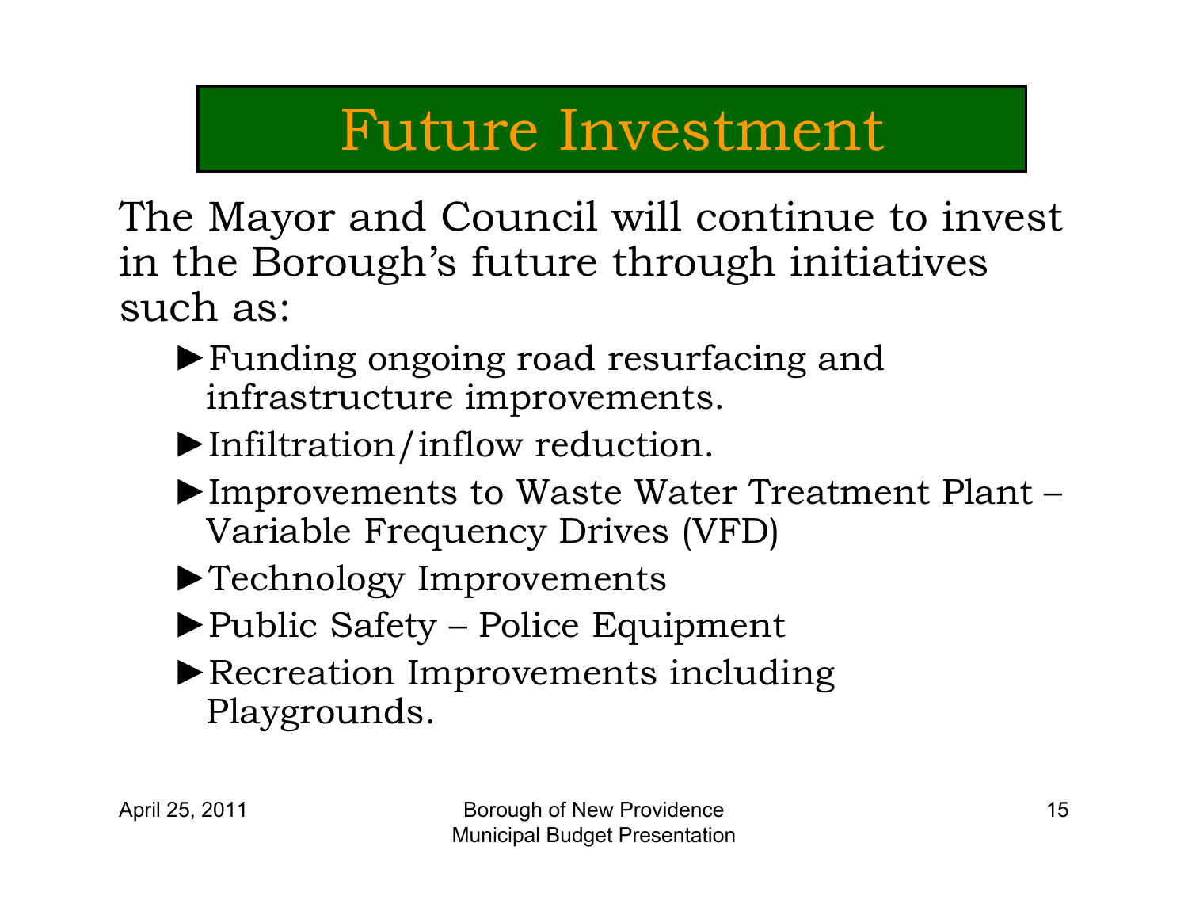# Future Investment

The Mayor and Council will continue to invest in the Borough's future through initiatives such as:

- ►Funding ongoing road resurfacing and infrastructure improvements.
- ►Infiltration/inflow reduction.
- ►Improvements to Waste Water Treatment Plant – Variable Frequency Drives (VFD)
- ►Technology Improvements
- ►Public Safety – Police Equipment
- ►Recreation Improvements including Playgrounds.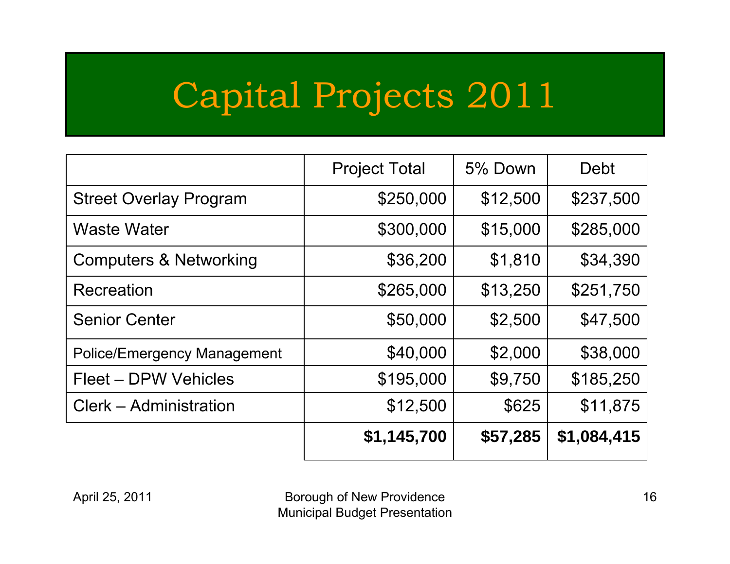# Capital Projects 2011

| | Project Total | 5% Down | Debt |
|---|---|---|---|
| Street Overlay Program | $250,000 | $12,500 | $237,500 |
| Waste Water | $300,000 | $15,000 | $285,000 |
| Computers & Networking | $36,200 | $1,810 | $34,390 |
| Recreation | $265,000 | $13,250 | $251,750 |
| Senior Center | $50,000 | $2,500 | $47,500 |
| Police/Emergency Management | $40,000 | $2,000 | $38,000 |
| Fleet – DPW Vehicles | $195,000 | $9,750 | $185,250 |
| Clerk – Administration | $12,500 | $625 | $11,875 |
| | **$1,145,700** | **$57,285** | **$1,084,415** |